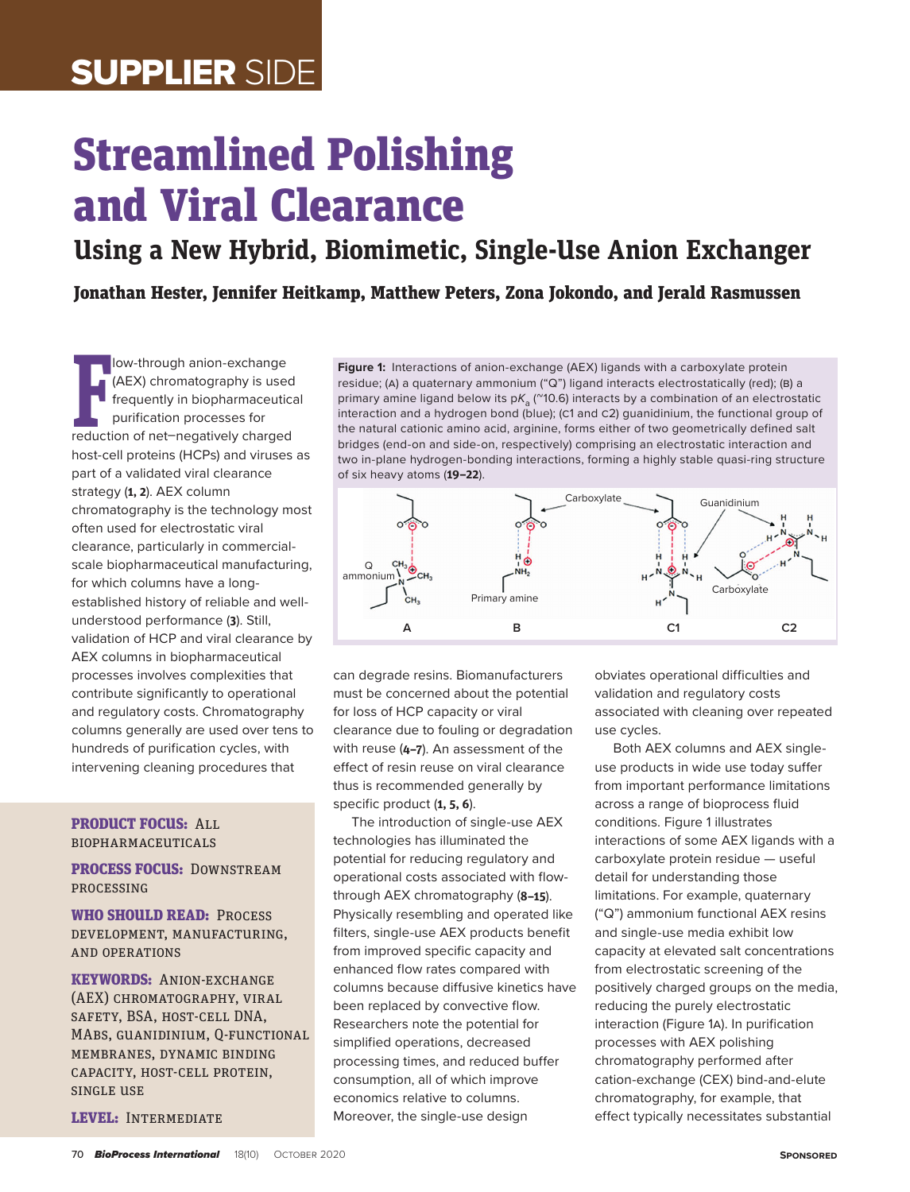SUPPLIER SIDE

# Streamlined Polishing and Viral Clearance

## Using a New Hybrid, Biomimetic, Single-Use Anion Exchanger

**Jonathan Hester, Jennifer Heitkamp, Matthew Peters, Zona Jokondo, and Jerald Rasmussen**

Flow-through anion-exchange (AEX) chromatography is used frequently in biopharmaceutical purification processes for reduction of net–negatively charged host-cell proteins (HCPs) and viruses as part of a validated viral clearance strategy (**1, 2**). AEX column chromatography is the technology most often used for electrostatic viral clearance, particularly in commercial-scale biopharmaceutical manufacturing, for which columns have a long-established history of reliable and well-understood performance (**3**). Still, validation of HCP and viral clearance by AEX columns in biopharmaceutical processes involves complexities that contribute significantly to operational and regulatory costs. Chromatography columns generally are used over tens to hundreds of purification cycles, with intervening cleaning procedures that can degrade resins. Biomanufacturers must be concerned about the potential for loss of HCP capacity or viral clearance due to fouling or degradation with reuse (**4–7**). An assessment of the effect of resin reuse on viral clearance thus is recommended generally by specific product (**1, 5, 6**).

The introduction of single-use AEX technologies has illuminated the potential for reducing regulatory and operational costs associated with flow-through AEX chromatography (**8–15**). Physically resembling and operated like filters, single-use AEX products benefit from improved specific capacity and enhanced flow rates compared with columns because diffusive kinetics have been replaced by convective flow. Researchers note the potential for simplified operations, decreased processing times, and reduced buffer consumption, all of which improve economics relative to columns. Moreover, the single-use design obviates operational difficulties and validation and regulatory costs associated with cleaning over repeated use cycles.

Both AEX columns and AEX single-use products in wide use today suffer from important performance limitations across a range of bioprocess fluid conditions. Figure 1 illustrates interactions of some AEX ligands with a carboxylate protein residue — useful detail for understanding those limitations. For example, quaternary ("Q") ammonium functional AEX resins and single-use media exhibit low capacity at elevated salt concentrations from electrostatic screening of the positively charged groups on the media, reducing the purely electrostatic interaction (Figure 1A). In purification processes with AEX polishing chromatography performed after cation-exchange (CEX) bind-and-elute chromatography, for example, that effect typically necessitates substantial

**Figure 1:** Interactions of anion-exchange (AEX) ligands with a carboxylate protein residue; (A) a quaternary ammonium ("Q") ligand interacts electrostatically (red); (B) a primary amine ligand below its p$K_a$ (~10.6) interacts by a combination of an electrostatic interaction and a hydrogen bond (blue); (C1 and C2) guanidinium, the functional group of the natural cationic amino acid, arginine, forms either of two geometrically defined salt bridges (end-on and side-on, respectively) comprising an electrostatic interaction and two in-plane hydrogen-bonding interactions, forming a highly stable quasi-ring structure of six heavy atoms (**19–22**).

**PRODUCT FOCUS:** All biopharmaceuticals

**PROCESS FOCUS:** Downstream processing

**WHO SHOULD READ:** Process development, manufacturing, and operations

**KEYWORDS:** Anion-exchange (AEX) chromatography, viral safety, BSA, host-cell DNA, MAbs, guanidinium, Q-functional membranes, dynamic binding capacity, host-cell protein, single use

**LEVEL:** Intermediate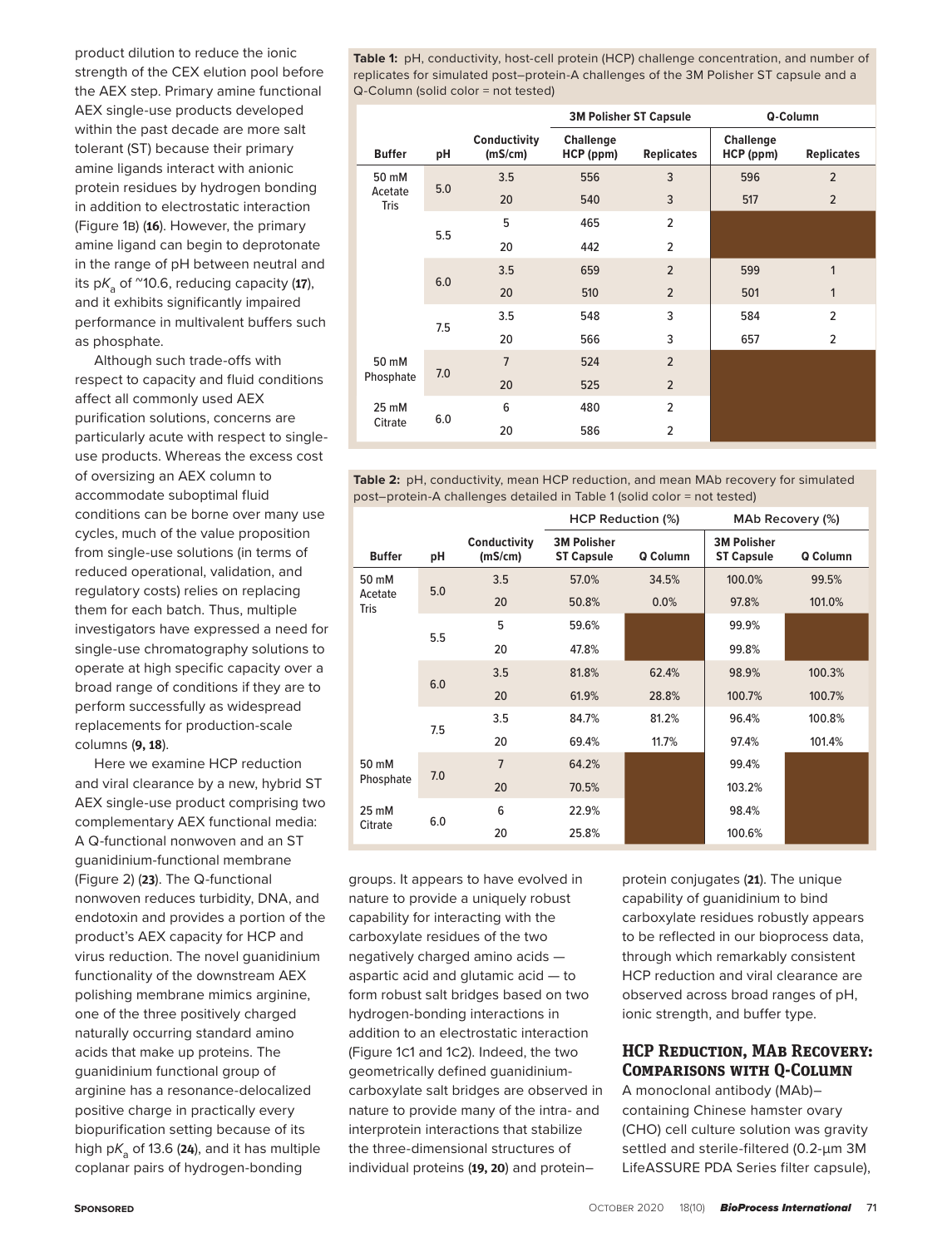product dilution to reduce the ionic strength of the CEX elution pool before the AEX step. Primary amine functional AEX single-use products developed within the past decade are more salt tolerant (ST) because their primary amine ligands interact with anionic protein residues by hydrogen bonding in addition to electrostatic interaction (Figure 1B) (**16**). However, the primary amine ligand can begin to deprotonate in the range of pH between neutral and its $pK_a$ of ~10.6, reducing capacity (**17**), and it exhibits significantly impaired performance in multivalent buffers such as phosphate.

Although such trade-offs with respect to capacity and fluid conditions affect all commonly used AEX purification solutions, concerns are particularly acute with respect to single-use products. Whereas the excess cost of oversizing an AEX column to accommodate suboptimal fluid conditions can be borne over many use cycles, much of the value proposition from single-use solutions (in terms of reduced operational, validation, and regulatory costs) relies on replacing them for each batch. Thus, multiple investigators have expressed a need for single-use chromatography solutions to operate at high specific capacity over a broad range of conditions if they are to perform successfully as widespread replacements for production-scale columns (**9, 18**).

Here we examine HCP reduction and viral clearance by a new, hybrid ST AEX single-use product comprising two complementary AEX functional media: A Q-functional nonwoven and an ST guanidinium-functional membrane (Figure 2) (**23**). The Q-functional nonwoven reduces turbidity, DNA, and endotoxin and provides a portion of the product's AEX capacity for HCP and virus reduction. The novel guanidinium functionality of the downstream AEX polishing membrane mimics arginine, one of the three positively charged naturally occurring standard amino acids that make up proteins. The guanidinium functional group of arginine has a resonance-delocalized positive charge in practically every biopurification setting because of its high $pK_a$ of 13.6 (**24**), and it has multiple coplanar pairs of hydrogen-bonding groups. It appears to have evolved in nature to provide a uniquely robust capability for interacting with the carboxylate residues of the two negatively charged amino acids — aspartic acid and glutamic acid — to form robust salt bridges based on two hydrogen-bonding interactions in addition to an electrostatic interaction (Figure 1C1 and 1C2). Indeed, the two geometrically defined guanidinium-carboxylate salt bridges are observed in nature to provide many of the intra- and interprotein interactions that stabilize the three-dimensional structures of individual proteins (**19, 20**) and protein–protein conjugates (**21**). The unique capability of guanidinium to bind carboxylate residues robustly appears to be reflected in our bioprocess data, through which remarkably consistent HCP reduction and viral clearance are observed across broad ranges of pH, ionic strength, and buffer type.

**Table 1:** pH, conductivity, host-cell protein (HCP) challenge concentration, and number of replicates for simulated post–protein-A challenges of the 3M Polisher ST capsule and a Q-Column (solid color = not tested)

| | | | 3M Polisher ST Capsule | | Q-Column | |
|---|---|---|---|---|---|---|
| Buffer | pH | Conductivity (mS/cm) | Challenge HCP (ppm) | Replicates | Challenge HCP (ppm) | Replicates |
| 50 mM Acetate Tris | 5.0 | 3.5 | 556 | 3 | 596 | 2 |
| | | 20 | 540 | 3 | 517 | 2 |
| | 5.5 | 5 | 465 | 2 | | |
| | | 20 | 442 | 2 | | |
| | 6.0 | 3.5 | 659 | 2 | 599 | 1 |
| | | 20 | 510 | 2 | 501 | 1 |
| | 7.5 | 3.5 | 548 | 3 | 584 | 2 |
| | | 20 | 566 | 3 | 657 | 2 |
| 50 mM Phosphate | 7.0 | 7 | 524 | 2 | | |
| | | 20 | 525 | 2 | | |
| 25 mM Citrate | 6.0 | 6 | 480 | 2 | | |
| | | 20 | 586 | 2 | | |

**Table 2:** pH, conductivity, mean HCP reduction, and mean MAb recovery for simulated post–protein-A challenges detailed in Table 1 (solid color = not tested)

| | | | HCP Reduction (%) | | MAb Recovery (%) | |
|---|---|---|---|---|---|---|
| Buffer | pH | Conductivity (mS/cm) | 3M Polisher ST Capsule | Q Column | 3M Polisher ST Capsule | Q Column |
| 50 mM Acetate Tris | 5.0 | 3.5 | 57.0% | 34.5% | 100.0% | 99.5% |
| | | 20 | 50.8% | 0.0% | 97.8% | 101.0% |
| | 5.5 | 5 | 59.6% | | 99.9% | |
| | | 20 | 47.8% | | 99.8% | |
| | 6.0 | 3.5 | 81.8% | 62.4% | 98.9% | 100.3% |
| | | 20 | 61.9% | 28.8% | 100.7% | 100.7% |
| | 7.5 | 3.5 | 84.7% | 81.2% | 96.4% | 100.8% |
| | | 20 | 69.4% | 11.7% | 97.4% | 101.4% |
| 50 mM Phosphate | 7.0 | 7 | 64.2% | | 99.4% | |
| | | 20 | 70.5% | | 103.2% | |
| 25 mM Citrate | 6.0 | 6 | 22.9% | | 98.4% | |
| | | 20 | 25.8% | | 100.6% | |

## HCP Reduction, MAb Recovery: Comparisons with Q-Column

A monoclonal antibody (MAb)–containing Chinese hamster ovary (CHO) cell culture solution was gravity settled and sterile-filtered (0.2-µm 3M LifeASSURE PDA Series filter capsule),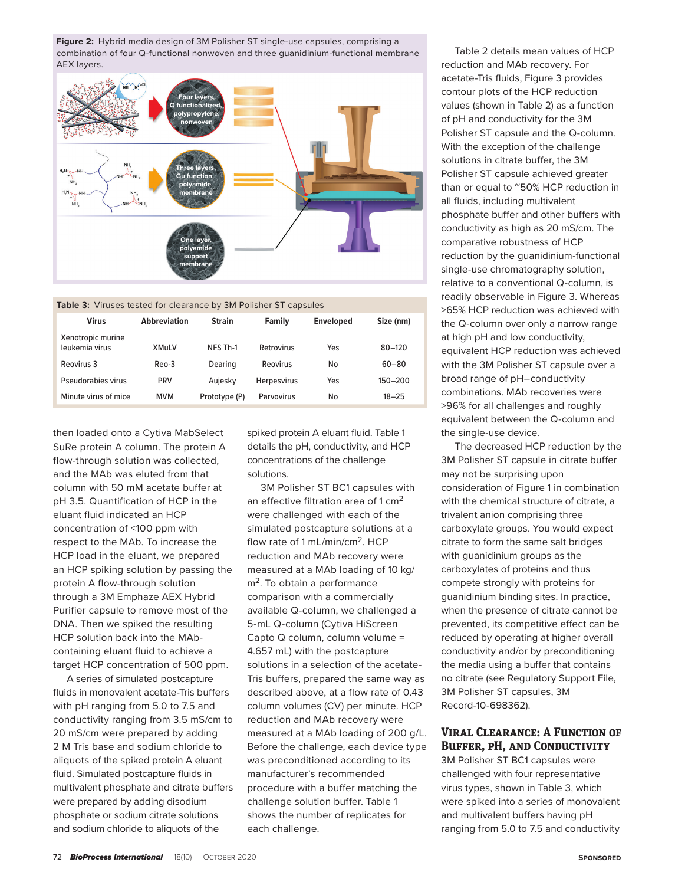**Figure 2:** Hybrid media design of 3M Polisher ST single-use capsules, comprising a combination of four Q-functional nonwoven and three guanidinium-functional membrane AEX layers.

**Table 3:** Viruses tested for clearance by 3M Polisher ST capsules

| Virus | Abbreviation | Strain | Family | Enveloped | Size (nm) |
|---|---|---|---|---|---|
| Xenotropic murine leukemia virus | XMuLV | NFS Th-1 | Retrovirus | Yes | 80–120 |
| Reovirus 3 | Reo-3 | Dearing | Reovirus | No | 60–80 |
| Pseudorabies virus | PRV | Aujesky | Herpesvirus | Yes | 150–200 |
| Minute virus of mice | MVM | Prototype (P) | Parvovirus | No | 18–25 |

then loaded onto a Cytiva MabSelect SuRe protein A column. The protein A flow-through solution was collected, and the MAb was eluted from that column with 50 mM acetate buffer at pH 3.5. Quantification of HCP in the eluant fluid indicated an HCP concentration of <100 ppm with respect to the MAb. To increase the HCP load in the eluant, we prepared an HCP spiking solution by passing the protein A flow-through solution through a 3M Emphaze AEX Hybrid Purifier capsule to remove most of the DNA. Then we spiked the resulting HCP solution back into the MAb-containing eluant fluid to achieve a target HCP concentration of 500 ppm.

A series of simulated postcapture fluids in monovalent acetate-Tris buffers with pH ranging from 5.0 to 7.5 and conductivity ranging from 3.5 mS/cm to 20 mS/cm were prepared by adding 2 M Tris base and sodium chloride to aliquots of the spiked protein A eluant fluid. Simulated postcapture fluids in multivalent phosphate and citrate buffers were prepared by adding disodium phosphate or sodium citrate solutions and sodium chloride to aliquots of the spiked protein A eluant fluid. Table 1 details the pH, conductivity, and HCP concentrations of the challenge solutions.

3M Polisher ST BC1 capsules with an effective filtration area of 1 $cm^2$ were challenged with each of the simulated postcapture solutions at a flow rate of 1 mL/min/$cm^2$. HCP reduction and MAb recovery were measured at a MAb loading of 10 kg/$m^2$. To obtain a performance comparison with a commercially available Q-column, we challenged a 5-mL Q-column (Cytiva HiScreen Capto Q column, column volume = 4.657 mL) with the postcapture solutions in a selection of the acetate-Tris buffers, prepared the same way as described above, at a flow rate of 0.43 column volumes (CV) per minute. HCP reduction and MAb recovery were measured at a MAb loading of 200 g/L. Before the challenge, each device type was preconditioned according to its manufacturer's recommended procedure with a buffer matching the challenge solution buffer. Table 1 shows the number of replicates for each challenge.

Table 2 details mean values of HCP reduction and MAb recovery. For acetate-Tris fluids, Figure 3 provides contour plots of the HCP reduction values (shown in Table 2) as a function of pH and conductivity for the 3M Polisher ST capsule and the Q-column. With the exception of the challenge solutions in citrate buffer, the 3M Polisher ST capsule achieved greater than or equal to ~50% HCP reduction in all fluids, including multivalent phosphate buffer and other buffers with conductivity as high as 20 mS/cm. The comparative robustness of HCP reduction by the guanidinium-functional single-use chromatography solution, relative to a conventional Q-column, is readily observable in Figure 3. Whereas ≥65% HCP reduction was achieved with the Q-column over only a narrow range at high pH and low conductivity, equivalent HCP reduction was achieved with the 3M Polisher ST capsule over a broad range of pH–conductivity combinations. MAb recoveries were >96% for all challenges and roughly equivalent between the Q-column and the single-use device.

The decreased HCP reduction by the 3M Polisher ST capsule in citrate buffer may not be surprising upon consideration of Figure 1 in combination with the chemical structure of citrate, a trivalent anion comprising three carboxylate groups. You would expect citrate to form the same salt bridges with guanidinium groups as the carboxylates of proteins and thus compete strongly with proteins for guanidinium binding sites. In practice, when the presence of citrate cannot be prevented, its competitive effect can be reduced by operating at higher overall conductivity and/or by preconditioning the media using a buffer that contains no citrate (see Regulatory Support File, 3M Polisher ST capsules, 3M Record-10-698362).

## Viral Clearance: A Function of Buffer, pH, and Conductivity

3M Polisher ST BC1 capsules were challenged with four representative virus types, shown in Table 3, which were spiked into a series of monovalent and multivalent buffers having pH ranging from 5.0 to 7.5 and conductivity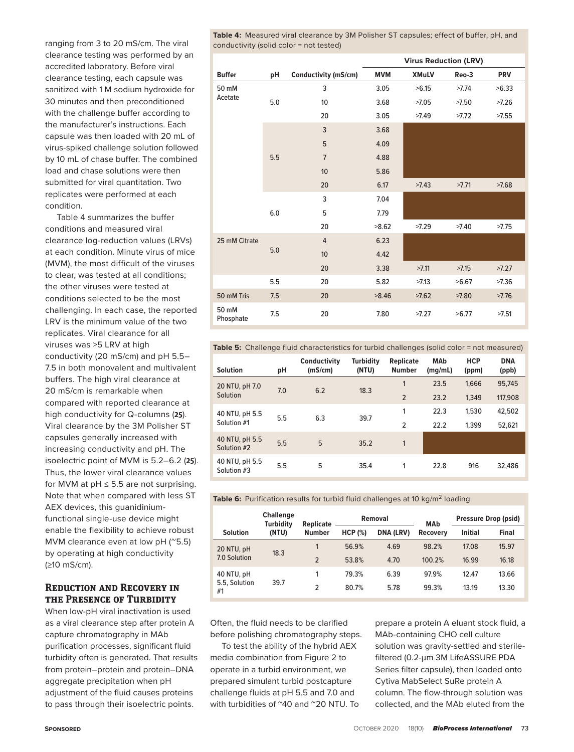ranging from 3 to 20 mS/cm. The viral clearance testing was performed by an accredited laboratory. Before viral clearance testing, each capsule was sanitized with 1 M sodium hydroxide for 30 minutes and then preconditioned with the challenge buffer according to the manufacturer's instructions. Each capsule was then loaded with 20 mL of virus-spiked challenge solution followed by 10 mL of chase buffer. The combined load and chase solutions were then submitted for viral quantitation. Two replicates were performed at each condition.

Table 4 summarizes the buffer conditions and measured viral clearance log-reduction values (LRVs) at each condition. Minute virus of mice (MVM), the most difficult of the viruses to clear, was tested at all conditions; the other viruses were tested at conditions selected to be the most challenging. In each case, the reported LRV is the minimum value of the two replicates. Viral clearance for all viruses was >5 LRV at high conductivity (20 mS/cm) and pH 5.5–7.5 in both monovalent and multivalent buffers. The high viral clearance at 20 mS/cm is remarkable when compared with reported clearance at high conductivity for Q-columns (**25**). Viral clearance by the 3M Polisher ST capsules generally increased with increasing conductivity and pH. The isoelectric point of MVM is 5.2–6.2 (**25**). Thus, the lower viral clearance values for MVM at pH ≤ 5.5 are not surprising. Note that when compared with less ST AEX devices, this guanidinium-functional single-use device might enable the flexibility to achieve robust MVM clearance even at low pH (~5.5) by operating at high conductivity (≥10 mS/cm).

## Reduction and Recovery in the Presence of Turbidity

When low-pH viral inactivation is used as a viral clearance step after protein A capture chromatography in MAb purification processes, significant fluid turbidity often is generated. That results from protein–protein and protein–DNA aggregate precipitation when pH adjustment of the fluid causes proteins to pass through their isoelectric points.

**Table 4:** Measured viral clearance by 3M Polisher ST capsules; effect of buffer, pH, and conductivity (solid color = not tested)

| Buffer | pH | Conductivity (mS/cm) | Virus Reduction (LRV) | | | |
|---|---|---|---|---|---|---|
| | | | MVM | XMuLV | Reo-3 | PRV |
| 50 mM Acetate | 5.0 | 3 | 3.05 | >6.15 | >7.74 | >6.33 |
| | | 10 | 3.68 | >7.05 | >7.50 | >7.26 |
| | | 20 | 3.05 | >7.49 | >7.72 | >7.55 |
| | 5.5 | 3 | 3.68 | | | |
| | | 5 | 4.09 | | | |
| | | 7 | 4.88 | | | |
| | | 10 | 5.86 | | | |
| | | 20 | 6.17 | >7.43 | >7.71 | >7.68 |
| | 6.0 | 3 | 7.04 | | | |
| | | 5 | 7.79 | | | |
| | | 20 | >8.62 | >7.29 | >7.40 | >7.75 |
| 25 mM Citrate | 5.0 | 4 | 6.23 | | | |
| | | 10 | 4.42 | | | |
| | | 20 | 3.38 | >7.11 | >7.15 | >7.27 |
| | 5.5 | 20 | 5.82 | >7.13 | >6.67 | >7.36 |
| 50 mM Tris | 7.5 | 20 | >8.46 | >7.62 | >7.80 | >7.76 |
| 50 mM Phosphate | 7.5 | 20 | 7.80 | >7.27 | >6.77 | >7.51 |

**Table 5:** Challenge fluid characteristics for turbid challenges (solid color = not measured)

| Solution | pH | Conductivity (mS/cm) | Turbidity (NTU) | Replicate Number | MAb (mg/mL) | HCP (ppm) | DNA (ppb) |
|---|---|---|---|---|---|---|---|
| 20 NTU, pH 7.0 Solution | 7.0 | 6.2 | 18.3 | 1 | 23.5 | 1,666 | 95,745 |
| | | | | 2 | 23.2 | 1,349 | 117,908 |
| 40 NTU, pH 5.5 Solution #1 | 5.5 | 6.3 | 39.7 | 1 | 22.3 | 1,530 | 42,502 |
| | | | | 2 | 22.2 | 1,399 | 52,621 |
| 40 NTU, pH 5.5 Solution #2 | 5.5 | 5 | 35.2 | 1 | | | |
| 40 NTU, pH 5.5 Solution #3 | 5.5 | 5 | 35.4 | 1 | 22.8 | 916 | 32,486 |

**Table 6:** Purification results for turbid fluid challenges at 10 kg/m$^2$ loading

| Solution | Challenge Turbidity (NTU) | Replicate Number | Removal | | MAb Recovery | Pressure Drop (psid) | |
|---|---|---|---|---|---|---|---|
| | | | HCP (%) | DNA (LRV) | | Initial | Final |
| 20 NTU, pH 7.0 Solution | 18.3 | 1 | 56.9% | 4.69 | 98.2% | 17.08 | 15.97 |
| | | 2 | 53.8% | 4.70 | 100.2% | 16.99 | 16.18 |
| 40 NTU, pH 5.5, Solution #1 | 39.7 | 1 | 79.3% | 6.39 | 97.9% | 12.47 | 13.66 |
| | | 2 | 80.7% | 5.78 | 99.3% | 13.19 | 13.30 |

Often, the fluid needs to be clarified before polishing chromatography steps.

To test the ability of the hybrid AEX media combination from Figure 2 to operate in a turbid environment, we prepared simulant turbid postcapture challenge fluids at pH 5.5 and 7.0 and with turbidities of ~40 and ~20 NTU. To prepare a protein A eluant stock fluid, a MAb-containing CHO cell culture solution was gravity-settled and sterile-filtered (0.2-µm 3M LifeASSURE PDA Series filter capsule), then loaded onto Cytiva MabSelect SuRe protein A column. The flow-through solution was collected, and the MAb eluted from the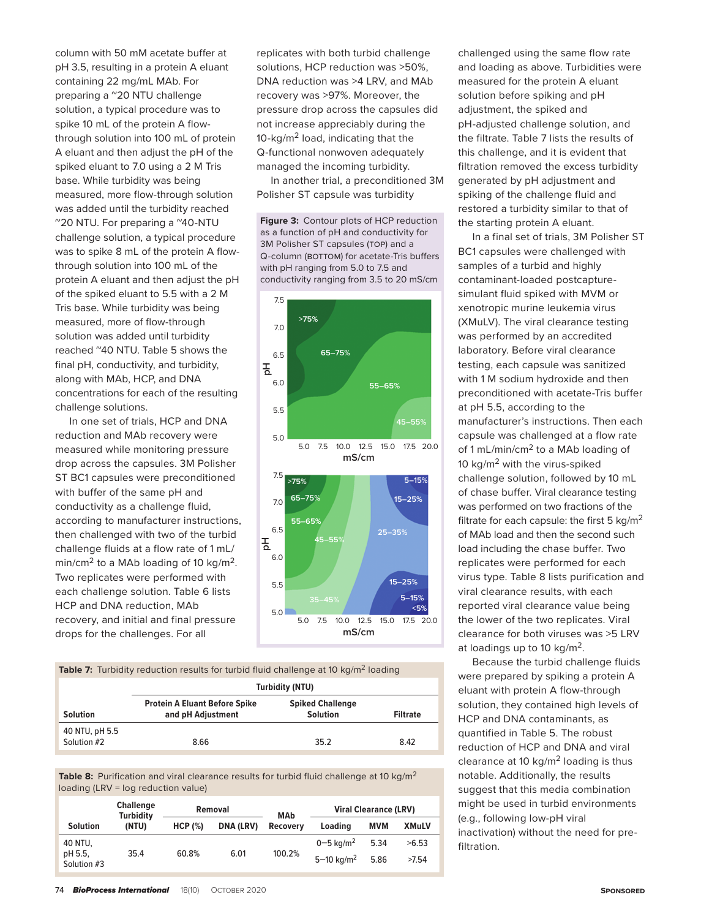column with 50 mM acetate buffer at pH 3.5, resulting in a protein A eluant containing 22 mg/mL MAb. For preparing a ~20 NTU challenge solution, a typical procedure was to spike 10 mL of the protein A flow-through solution into 100 mL of protein A eluant and then adjust the pH of the spiked eluant to 7.0 using a 2 M Tris base. While turbidity was being measured, more flow-through solution was added until the turbidity reached ~20 NTU. For preparing a ~40-NTU challenge solution, a typical procedure was to spike 8 mL of the protein A flow-through solution into 100 mL of the protein A eluant and then adjust the pH of the spiked eluant to 5.5 with a 2 M Tris base. While turbidity was being measured, more of flow-through solution was added until turbidity reached ~40 NTU. Table 5 shows the final pH, conductivity, and turbidity, along with MAb, HCP, and DNA concentrations for each of the resulting challenge solutions.

In one set of trials, HCP and DNA reduction and MAb recovery were measured while monitoring pressure drop across the capsules. 3M Polisher ST BC1 capsules were preconditioned with buffer of the same pH and conductivity as a challenge fluid, according to manufacturer instructions, then challenged with two of the turbid challenge fluids at a flow rate of 1 mL/min/cm$^2$ to a MAb loading of 10 kg/m$^2$. Two replicates were performed with each challenge solution. Table 6 lists HCP and DNA reduction, MAb recovery, and initial and final pressure drops for the challenges. For all replicates with both turbid challenge solutions, HCP reduction was >50%, DNA reduction was >4 LRV, and MAb recovery was >97%. Moreover, the pressure drop across the capsules did not increase appreciably during the 10-kg/m$^2$ load, indicating that the Q-functional nonwoven adequately managed the incoming turbidity.

In another trial, a preconditioned 3M Polisher ST capsule was turbidity challenged using the same flow rate and loading as above. Turbidities were measured for the protein A eluant solution before spiking and pH adjustment, the spiked and pH-adjusted challenge solution, and the filtrate. Table 7 lists the results of this challenge, and it is evident that filtration removed the excess turbidity generated by pH adjustment and spiking of the challenge fluid and restored a turbidity similar to that of the starting protein A eluant.

**Figure 3:** Contour plots of HCP reduction as a function of pH and conductivity for 3M Polisher ST capsules (TOP) and a Q-column (BOTTOM) for acetate-Tris buffers with pH ranging from 5.0 to 7.5 and conductivity ranging from 3.5 to 20 mS/cm

In a final set of trials, 3M Polisher ST BC1 capsules were challenged with samples of a turbid and highly contaminant-loaded postcapture-simulant fluid spiked with MVM or xenotropic murine leukemia virus (XMuLV). The viral clearance testing was performed by an accredited laboratory. Before viral clearance testing, each capsule was sanitized with 1 M sodium hydroxide and then preconditioned with acetate-Tris buffer at pH 5.5, according to the manufacturer's instructions. Then each capsule was challenged at a flow rate of 1 mL/min/cm$^2$ to a MAb loading of 10 kg/m$^2$ with the virus-spiked challenge solution, followed by 10 mL of chase buffer. Viral clearance testing was performed on two fractions of the filtrate for each capsule: the first 5 kg/m$^2$ of MAb load and then the second such load including the chase buffer. Two replicates were performed for each virus type. Table 8 lists purification and viral clearance results, with each reported viral clearance value being the lower of the two replicates. Viral clearance for both viruses was >5 LRV at loadings up to 10 kg/m$^2$.

Because the turbid challenge fluids were prepared by spiking a protein A eluant with protein A flow-through solution, they contained high levels of HCP and DNA contaminants, as quantified in Table 5. The robust reduction of HCP and DNA and viral clearance at 10 kg/m$^2$ loading is thus notable. Additionally, the results suggest that this media combination might be used in turbid environments (e.g., following low-pH viral inactivation) without the need for pre-filtration.

**Table 7:** Turbidity reduction results for turbid fluid challenge at 10 kg/m$^2$ loading

| Solution | Turbidity (NTU) | | |
|---|---|---|---|
| | Protein A Eluant Before Spike and pH Adjustment | Spiked Challenge Solution | Filtrate |
| 40 NTU, pH 5.5 Solution #2 | 8.66 | 35.2 | 8.42 |

**Table 8:** Purification and viral clearance results for turbid fluid challenge at 10 kg/m$^2$ loading (LRV = log reduction value)

| Solution | Challenge Turbidity (NTU) | Removal | | MAb Recovery | Viral Clearance (LRV) | | |
|---|---|---|---|---|---|---|---|
| | | HCP (%) | DNA (LRV) | | Loading | MVM | XMuLV |
| 40 NTU, pH 5.5, Solution #3 | 35.4 | 60.8% | 6.01 | 100.2% | 0–5 kg/m$^2$ | 5.34 | >6.53 |
| | | | | | 5–10 kg/m$^2$ | 5.86 | >7.54 |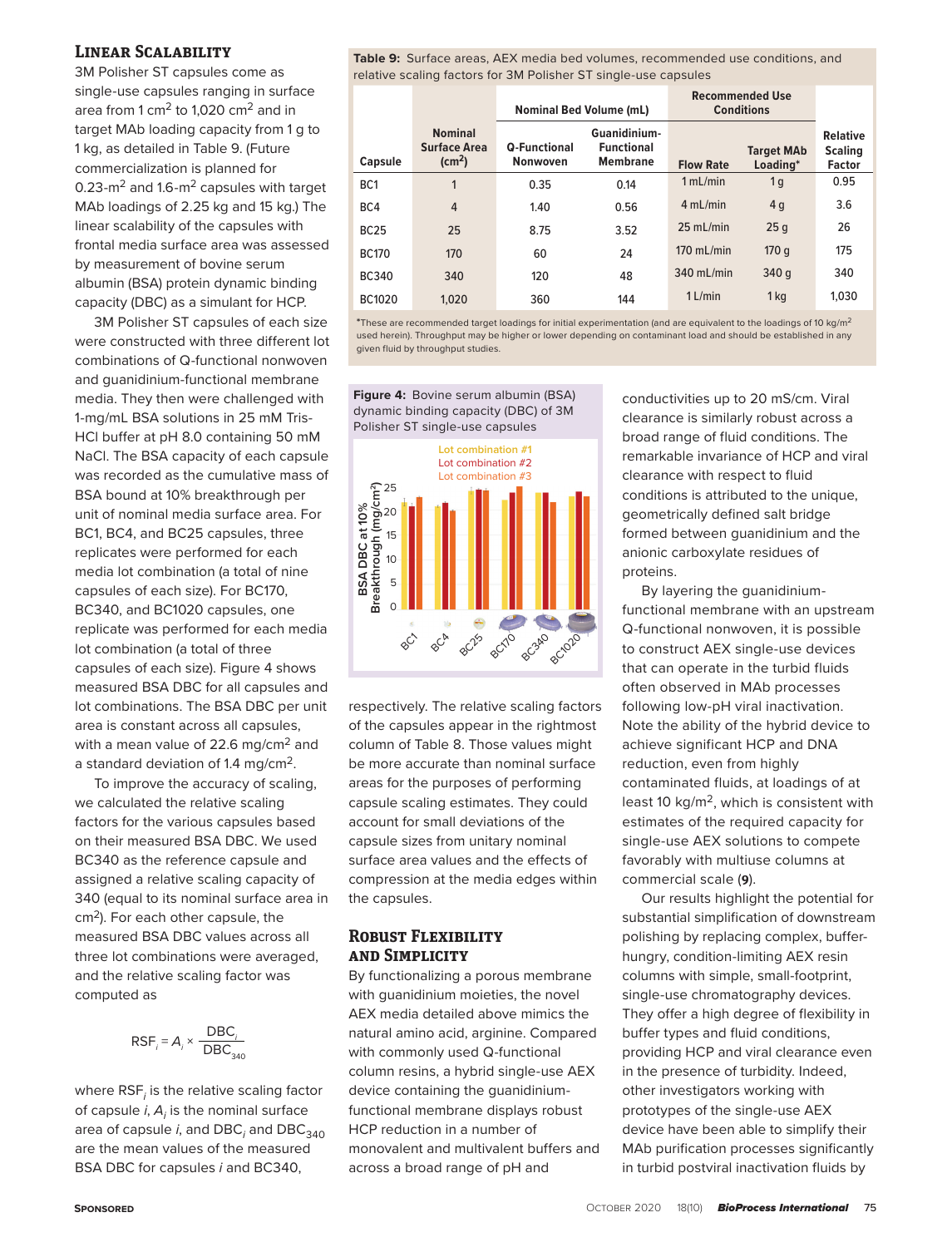## Linear Scalability

3M Polisher ST capsules come as single-use capsules ranging in surface area from 1 $cm^2$ to 1,020 $cm^2$ and in target MAb loading capacity from 1 g to 1 kg, as detailed in Table 9. (Future commercialization is planned for 0.23-$m^2$ and 1.6-$m^2$ capsules with target MAb loadings of 2.25 kg and 15 kg.) The linear scalability of the capsules with frontal media surface area was assessed by measurement of bovine serum albumin (BSA) protein dynamic binding capacity (DBC) as a simulant for HCP.

3M Polisher ST capsules of each size were constructed with three different lot combinations of Q-functional nonwoven and guanidinium-functional membrane media. They then were challenged with 1-mg/mL BSA solutions in 25 mM Tris-HCl buffer at pH 8.0 containing 50 mM NaCl. The BSA capacity of each capsule was recorded as the cumulative mass of BSA bound at 10% breakthrough per unit of nominal media surface area. For BC1, BC4, and BC25 capsules, three replicates were performed for each media lot combination (a total of nine capsules of each size). For BC170, BC340, and BC1020 capsules, one replicate was performed for each media lot combination (a total of three capsules of each size). Figure 4 shows measured BSA DBC for all capsules and lot combinations. The BSA DBC per unit area is constant across all capsules, with a mean value of 22.6 mg/$cm^2$ and a standard deviation of 1.4 mg/$cm^2$.

To improve the accuracy of scaling, we calculated the relative scaling factors for the various capsules based on their measured BSA DBC. We used BC340 as the reference capsule and assigned a relative scaling capacity of 340 (equal to its nominal surface area in $cm^2$). For each other capsule, the measured BSA DBC values across all three lot combinations were averaged, and the relative scaling factor was computed as

$$RSF_i = A_i \times \frac{DBC_i}{DBC_{340}}$$

where $RSF_i$ is the relative scaling factor of capsule $i$, $A_i$ is the nominal surface area of capsule $i$, and $DBC_i$ and $DBC_{340}$ are the mean values of the measured BSA DBC for capsules $i$ and BC340, respectively. The relative scaling factors of the capsules appear in the rightmost column of Table 8. Those values might be more accurate than nominal surface areas for the purposes of performing capsule scaling estimates. They could account for small deviations of the capsule sizes from unitary nominal surface area values and the effects of compression at the media edges within the capsules.

**Table 9:** Surface areas, AEX media bed volumes, recommended use conditions, and relative scaling factors for 3M Polisher ST single-use capsules

| Capsule | Nominal Surface Area ($cm^2$) | Nominal Bed Volume (mL) | | Recommended Use Conditions | | Relative Scaling Factor |
|---|---|---|---|---|---|---|
| | | Q-Functional Nonwoven | Guanidinium-Functional Membrane | Flow Rate | Target MAb Loading* | |
| BC1 | 1 | 0.35 | 0.14 | 1 mL/min | 1 g | 0.95 |
| BC4 | 4 | 1.40 | 0.56 | 4 mL/min | 4 g | 3.6 |
| BC25 | 25 | 8.75 | 3.52 | 25 mL/min | 25 g | 26 |
| BC170 | 170 | 60 | 24 | 170 mL/min | 170 g | 175 |
| BC340 | 340 | 120 | 48 | 340 mL/min | 340 g | 340 |
| BC1020 | 1,020 | 360 | 144 | 1 L/min | 1 kg | 1,030 |

*These are recommended target loadings for initial experimentation (and are equivalent to the loadings of 10 kg/$m^2$ used herein). Throughput may be higher or lower depending on contaminant load and should be established in any given fluid by throughput studies.

**Figure 4:** Bovine serum albumin (BSA) dynamic binding capacity (DBC) of 3M Polisher ST single-use capsules

## Robust Flexibility and Simplicity

By functionalizing a porous membrane with guanidinium moieties, the novel AEX media detailed above mimics the natural amino acid, arginine. Compared with commonly used Q-functional column resins, a hybrid single-use AEX device containing the guanidinium-functional membrane displays robust HCP reduction in a number of monovalent and multivalent buffers and across a broad range of pH and conductivities up to 20 mS/cm. Viral clearance is similarly robust across a broad range of fluid conditions. The remarkable invariance of HCP and viral clearance with respect to fluid conditions is attributed to the unique, geometrically defined salt bridge formed between guanidinium and the anionic carboxylate residues of proteins.

By layering the guanidinium-functional membrane with an upstream Q-functional nonwoven, it is possible to construct AEX single-use devices that can operate in the turbid fluids often observed in MAb processes following low-pH viral inactivation. Note the ability of the hybrid device to achieve significant HCP and DNA reduction, even from highly contaminated fluids, at loadings of at least 10 kg/$m^2$, which is consistent with estimates of the required capacity for single-use AEX solutions to compete favorably with multiuse columns at commercial scale (**9**).

Our results highlight the potential for substantial simplification of downstream polishing by replacing complex, buffer-hungry, condition-limiting AEX resin columns with simple, small-footprint, single-use chromatography devices. They offer a high degree of flexibility in buffer types and fluid conditions, providing HCP and viral clearance even in the presence of turbidity. Indeed, other investigators working with prototypes of the single-use AEX device have been able to simplify their MAb purification processes significantly in turbid postviral inactivation fluids by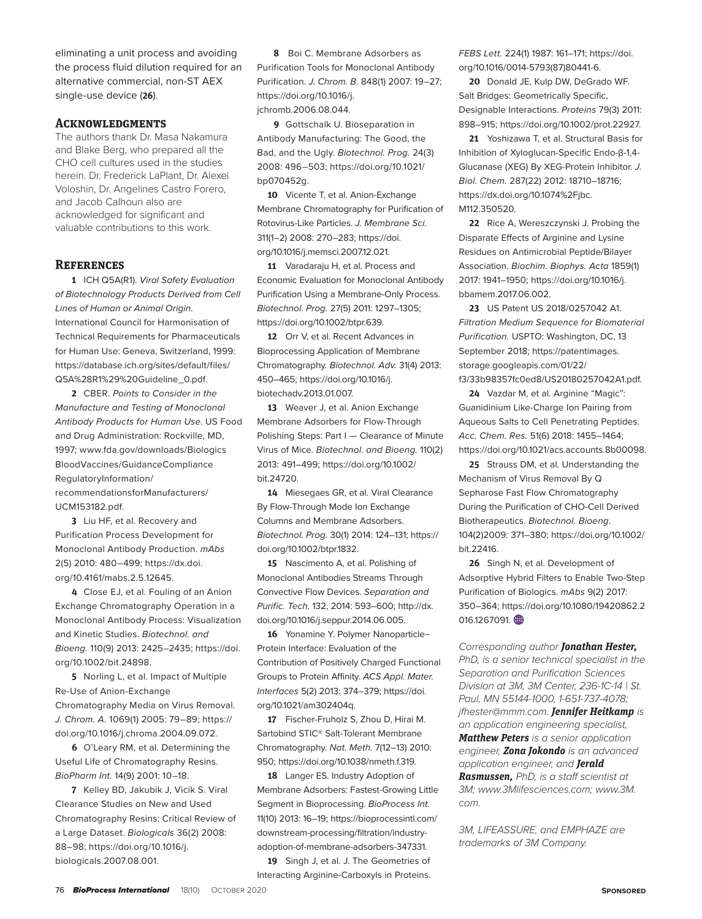eliminating a unit process and avoiding the process fluid dilution required for an alternative commercial, non-ST AEX single-use device (**26**).

## Acknowledgments

The authors thank Dr. Masa Nakamura and Blake Berg, who prepared all the CHO cell cultures used in the studies herein. Dr. Frederick LaPlant, Dr. Alexei Voloshin, Dr. Angelines Castro Forero, and Jacob Calhoun also are acknowledged for significant and valuable contributions to this work.

## References

**1** ICH Q5A(R1). *Viral Safety Evaluation of Biotechnology Products Derived from Cell Lines of Human or Animal Origin.* International Council for Harmonisation of Technical Requirements for Pharmaceuticals for Human Use: Geneva, Switzerland, 1999: https://database.ich.org/sites/default/files/Q5A%28R1%29%20Guideline_0.pdf.

**2** CBER. *Points to Consider in the Manufacture and Testing of Monoclonal Antibody Products for Human Use*. US Food and Drug Administration: Rockville, MD, 1997; www.fda.gov/downloads/Biologics BloodVaccines/GuidanceCompliance RegulatoryInformation/recommendationsforManufacturers/UCM153182.pdf.

**3** Liu HF, et al. Recovery and Purification Process Development for Monoclonal Antibody Production. *mAbs* 2(5) 2010: 480–499; https://dx.doi.org/10.4161/mabs.2.5.12645.

**4** Close EJ, et al. Fouling of an Anion Exchange Chromatography Operation in a Monoclonal Antibody Process: Visualization and Kinetic Studies. *Biotechnol. and Bioeng.* 110(9) 2013: 2425–2435; https://doi.org/10.1002/bit.24898.

**5** Norling L, et al. Impact of Multiple Re-Use of Anion-Exchange Chromatography Media on Virus Removal. *J. Chrom. A*. 1069(1) 2005: 79–89; https://doi.org/10.1016/j.chroma.2004.09.072.

**6** O'Leary RM, et al. Determining the Useful Life of Chromatography Resins. *BioPharm Int.* 14(9) 2001: 10–18.

**7** Kelley BD, Jakubik J, Vicik S. Viral Clearance Studies on New and Used Chromatography Resins: Critical Review of a Large Dataset. *Biologicals* 36(2) 2008: 88–98; https://doi.org/10.1016/j.biologicals.2007.08.001.

**8** Boi C. Membrane Adsorbers as Purification Tools for Monoclonal Antibody Purification. *J. Chrom. B*. 848(1) 2007: 19–27; https://doi.org/10.1016/j.jchromb.2006.08.044.

**9** Gottschalk U. Bioseparation in Antibody Manufacturing: The Good, the Bad, and the Ugly. *Biotechnol. Prog.* 24(3) 2008: 496–503; https://doi.org/10.1021/bp070452g.

**10** Vicente T, et al. Anion-Exchange Membrane Chromatography for Purification of Rotovirus-Like Particles. *J. Membrane Sci.* 311(1–2) 2008: 270–283; https://doi.org/10.1016/j.memsci.2007.12.021.

**11** Varadaraju H, et al. Process and Economic Evaluation for Monoclonal Antibody Purification Using a Membrane-Only Process. *Biotechnol. Prog.* 27(5) 2011: 1297–1305; https://doi.org/10.1002/btpr.639.

**12** Orr V, et al. Recent Advances in Bioprocessing Application of Membrane Chromatography. *Biotechnol. Adv.* 31(4) 2013: 450–465; https://doi.org/10.1016/j.biotechadv.2013.01.007.

**13** Weaver J, et al. Anion Exchange Membrane Adsorbers for Flow-Through Polishing Steps: Part I — Clearance of Minute Virus of Mice. *Biotechnol. and Bioeng.* 110(2) 2013: 491–499; https://doi.org/10.1002/bit.24720.

**14** Miesegaes GR, et al. Viral Clearance By Flow-Through Mode Ion Exchange Columns and Membrane Adsorbers. *Biotechnol. Prog.* 30(1) 2014: 124–131; https://doi.org/10.1002/btpr.1832.

**15** Nascimento A, et al. Polishing of Monoclonal Antibodies Streams Through Convective Flow Devices. *Separation and Purific. Tech.* 132, 2014: 593–600; http://dx.doi.org/10.1016/j.seppur.2014.06.005.

**16** Yonamine Y. Polymer Nanoparticle–Protein Interface: Evaluation of the Contribution of Positively Charged Functional Groups to Protein Affinity. *ACS Appl. Mater. Interfaces* 5(2) 2013: 374–379; https://doi.org/10.1021/am302404q.

**17** Fischer-Fruholz S, Zhou D, Hirai M. Sartobind STIC® Salt-Tolerant Membrane Chromatography. *Nat. Meth.* 7(12–13) 2010: 950; https://doi.org/10.1038/nmeth.f.319.

**18** Langer ES. Industry Adoption of Membrane Adsorbers: Fastest-Growing Little Segment in Bioprocessing. *BioProcess Int.* 11(10) 2013: 16–19; https://bioprocessintl.com/downstream-processing/filtration/industry-adoption-of-membrane-adsorbers-347331.

**19** Singh J, et al. J. The Geometries of Interacting Arginine-Carboxyls in Proteins. *FEBS Lett.* 224(1) 1987: 161–171; https://doi.org/10.1016/0014-5793(87)80441-6.

**20** Donald JE, Kulp DW, DeGrado WF. Salt Bridges: Geometrically Specific, Designable Interactions. *Proteins* 79(3) 2011: 898–915; https://doi.org/10.1002/prot.22927.

**21** Yoshizawa T, et al. Structural Basis for Inhibition of Xyloglucan-Specific Endo-β-1,4-Glucanase (XEG) By XEG-Protein Inhibitor. *J. Biol. Chem.* 287(22) 2012: 18710–18716; https://dx.doi.org/10.1074%2Fjbc.M112.350520.

**22** Rice A, Wereszczynski J. Probing the Disparate Effects of Arginine and Lysine Residues on Antimicrobial Peptide/Bilayer Association. *Biochim. Biophys. Acta* 1859(1) 2017: 1941–1950; https://doi.org/10.1016/j.bbamem.2017.06.002.

**23** US Patent US 2018/0257042 A1. *Filtration Medium Sequence for Biomaterial Purification.* USPTO: Washington, DC, 13 September 2018; https://patentimages.storage.googleapis.com/01/22/f3/33b98357fc0ed8/US20180257042A1.pdf.

**24** Vazdar M, et al. Arginine "Magic": Guanidinium Like-Charge Ion Pairing from Aqueous Salts to Cell Penetrating Peptides. *Acc. Chem. Res.* 51(6) 2018: 1455–1464; https://doi.org/10.1021/acs.accounts.8b00098.

**25** Strauss DM, et al. Understanding the Mechanism of Virus Removal By Q Sepharose Fast Flow Chromatography During the Purification of CHO-Cell Derived Biotherapeutics. *Biotechnol. Bioeng.* 104(2)2009: 371–380; https://doi.org/10.1002/bit.22416.

**26** Singh N, et al. Development of Adsorptive Hybrid Filters to Enable Two-Step Purification of Biologics. *mAbs* 9(2) 2017: 350–364; https://doi.org/10.1080/19420862.2016.1267091.

*Corresponding author* ***Jonathan Hester,*** *PhD, is a senior technical specialist in the Separation and Purification Sciences Division at 3M, 3M Center, 236-1C-14 | St. Paul, MN 55144-1000, 1-651-737-4078; jfhester@mmm.com.* ***Jennifer Heitkamp*** *is an application engineering specialist,* ***Matthew Peters*** *is a senior application engineer,* ***Zona Jokondo*** *is an advanced application engineer, and* ***Jerald Rasmussen,*** *PhD, is a staff scientist at 3M; www.3Mlifesciences.com; www.3M.com.*

*3M, LIFEASSURE, and EMPHAZE are trademarks of 3M Company.*